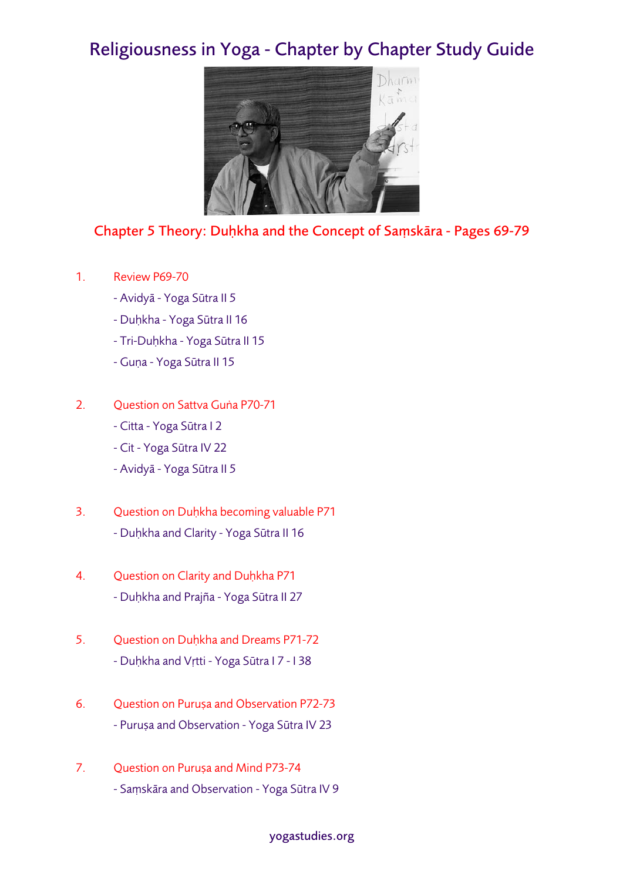# Religiousness in Yoga - Chapter by Chapter Study Guide

## Chapter 5 Theory: Duḥkha and the Concept of Saṃskāra - Pages 69-79

1. Review P69-70
   - Avidyā - Yoga Sūtra II 5
   - Duḥkha - Yoga Sūtra II 16
   - Tri-Duḥkha - Yoga Sūtra II 15
   - Guṇa - Yoga Sūtra II 15

2. Question on Sattva Guṅa P70-71
   - Citta - Yoga Sūtra I 2
   - Cit - Yoga Sūtra IV 22
   - Avidyā - Yoga Sūtra II 5

3. Question on Duḥkha becoming valuable P71
   - Duḥkha and Clarity - Yoga Sūtra II 16

4. Question on Clarity and Duḥkha P71
   - Duḥkha and Prajña - Yoga Sūtra II 27

5. Question on Duḥkha and Dreams P71-72
   - Duḥkha and Vṛtti - Yoga Sūtra I 7 - I 38

6. Question on Puruṣa and Observation P72-73
   - Puruṣa and Observation - Yoga Sūtra IV 23

7. Question on Puruṣa and Mind P73-74
   - Saṃskāra and Observation - Yoga Sūtra IV 9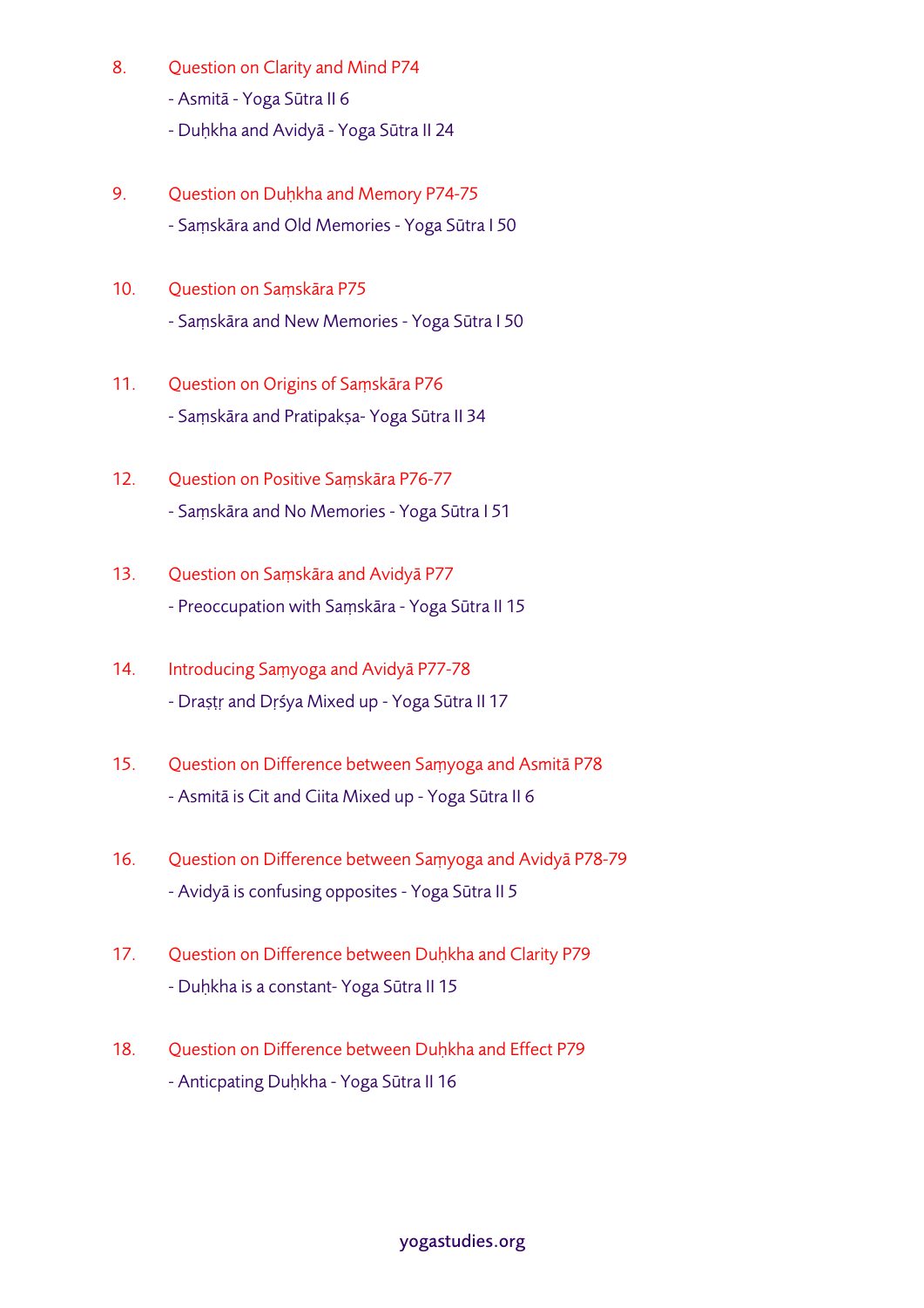8. Question on Clarity and Mind P74
   - Asmitā - Yoga Sūtra II 6
   - Duḥkha and Avidyā - Yoga Sūtra II 24

9. Question on Duḥkha and Memory P74-75
   - Saṃskāra and Old Memories - Yoga Sūtra I 50

10. Question on Saṃskāra P75
    - Saṃskāra and New Memories - Yoga Sūtra I 50

11. Question on Origins of Saṃskāra P76
    - Saṃskāra and Pratipakṣa- Yoga Sūtra II 34

12. Question on Positive Saṃskāra P76-77
    - Saṃskāra and No Memories - Yoga Sūtra I 51

13. Question on Saṃskāra and Avidyā P77
    - Preoccupation with Saṃskāra - Yoga Sūtra II 15

14. Introducing Saṃyoga and Avidyā P77-78
    - Draṣṭṛ and Dṛśya Mixed up - Yoga Sūtra II 17

15. Question on Difference between Saṃyoga and Asmitā P78
    - Asmitā is Cit and Ciita Mixed up - Yoga Sūtra II 6

16. Question on Difference between Saṃyoga and Avidyā P78-79
    - Avidyā is confusing opposites - Yoga Sūtra II 5

17. Question on Difference between Duḥkha and Clarity P79
    - Duḥkha is a constant- Yoga Sūtra II 15

18. Question on Difference between Duḥkha and Effect P79
    - Anticpating Duḥkha - Yoga Sūtra II 16

yogastudies.org